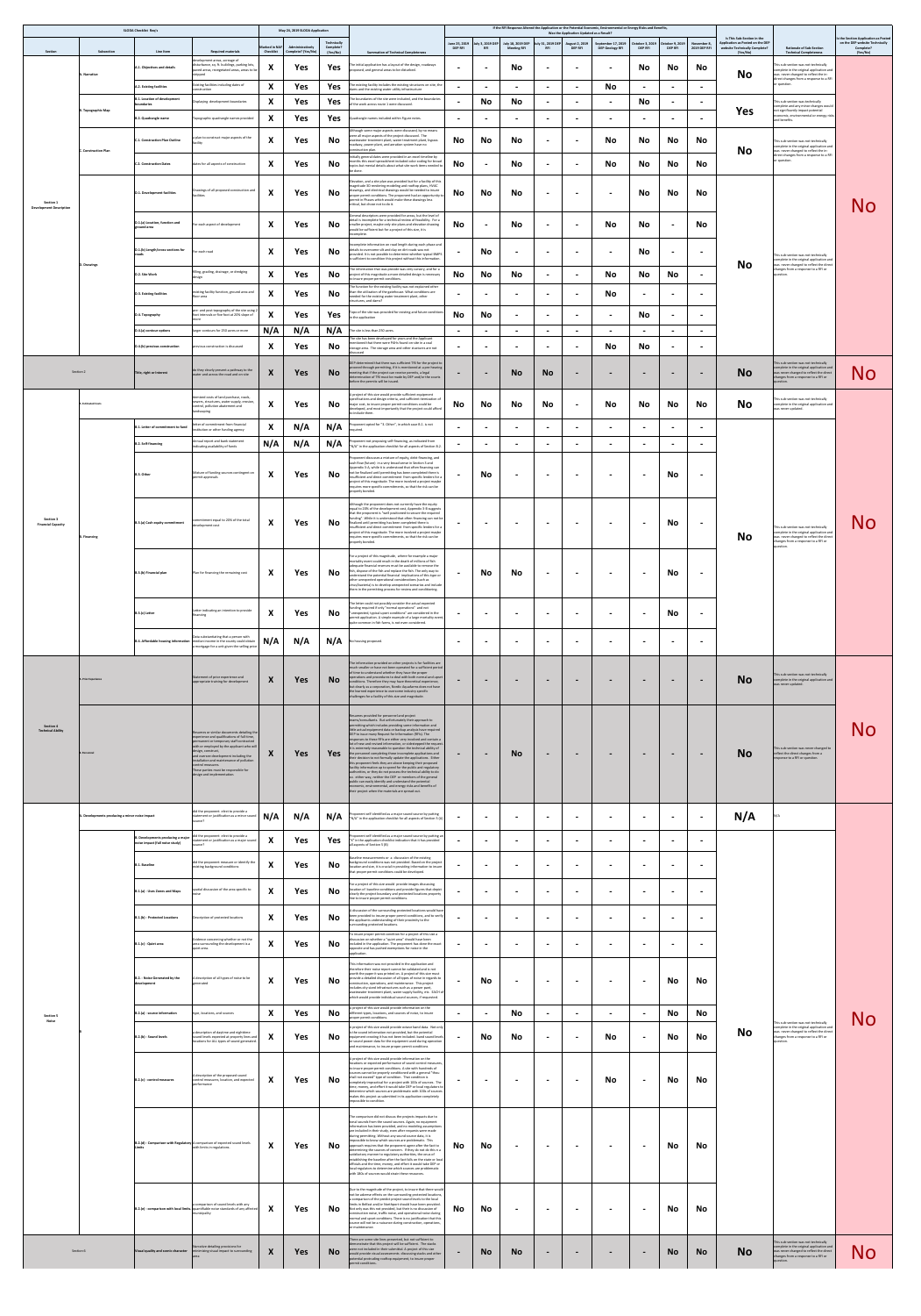| SLODA Checklist Key's | | | | May 23, 2019 SLODA Application | | | | If the RFI Response Altered the Application or the Potential Economic, Environmental or Energy Risks and Benefits, Was the Application Updated as a Result? | | | | | | | | | | | |
|---|---|---|---|---|---|---|---|---|---|---|---|---|---|---|---|---|---|---|---|
| Section | Subsection | Line Item | Required materials | Marked in N&P Checklist | Administratively Complete? (Yes/No) | Technically Complete? (Yes/No) | Summary of Technical Completeness | June 25, 2019 DEP RFI | July 3, 2019 DEP RFI | July 18, 2019 DEP Meeting RFI | July 31, 2019 DEP RFI | August 2, 2019 DEP RFI | September 17, 2019 DEP Geology RFI | October 3, 2019 DEP RFI | October 9, 2019 DEP RFI | November 8, 2019 DEP RFI | Is This Sub-Section in the Application as Posted on the DEP website Technically Complete? (Yes/No) | Rationale of Sub-Section Technical Completeness | Is the Section Application as Posted on the DEP website Technically Complete? (Yes/No) |
| Section 1 Development Description | A. Narrative | A.1 - Objectives and details | development areas, acreage of disturbance, sq. ft. buildings, parking lots, paved areas, revegetated areas, areas to be stripped | X | Yes | Yes | The initial application has a layout of the design, roadways proposed, and general areas to be disturbed. | - | - | No | - | - | - | No | No | No | No | This sub-section was not technically complete in the original application and was never changed to reflect the in direct changes from a response to a RFI or question. | No |
| | | A.2 - Existing facilities | Existing facilities including dates of construction | X | Yes | Yes | The existing facility includes the existing structures on site, the dates and the existing water utility infrastructure. | - | - | - | - | - | No | - | - | - | | | |
| | B. Topographic Map | B.1 - Location of development boundaries | Displaying development boundaries | X | Yes | Yes | The boundaries of the site were included, and the boundaries of the work areas were noted. | - | No | No | - | - | - | No | - | - | Yes | This sub-section was technically complete and any revise changes would not significantly impact potential economic, environmental or energy risks and benefits. | |
| | | B.2 - Quadrangle name | Topographic quadrangle names provided | X | Yes | Yes | Quadrangle names included within figure notes. | - | - | - | - | - | - | - | - | - | | | |
| | C. Construction Plan | C.1 - Construction Plan Outline | a plan to construct major aspects of the facility | X | Yes | No | Although some major aspects were discussed, by no means were all major aspects of the project discussed. The wastewater treatment plant, water treatment plant, ingress roadway, conveyor belt, and aeration system have no construction plan. | No | No | No | - | - | No | No | No | No | No | | |
| | | C.2 - Construction Dates | dates for all aspects of construction | X | Yes | No | Initially general dates were provided in an excel timeline by months; this excel spreadsheet included color coding for broad topics but did not include details about what site work items would be done. | No | - | No | - | - | No | No | No | No | | | |
| | D. Drawings | D.1 - Development facilities | Drawings of all proposed construction and facilities | X | Yes | No | Elevation, and a site plan was provided but for a facility of this magnitude 3D rendering modeling and rooftop plans, HVAC drawings, and electrical drawings would be needed to insure proper permit conditions. The proponent had an opportunity to permit in Phases which would make these drawings less critical, but chose not to do it. | No | No | No | - | - | - | No | No | No | No | This sub-section was not technically complete in the original application and was never changed to reflect the direct changes from a response to a RFI or question. | |
| | | D.1.(a) location, function and ground area | For each aspect of development | X | Yes | No | General descriptions were provided for areas, but the level of detail is incomplete for a technical review of feasibility. For a smaller project, maybe only site plans and elevation drawings would be sufficient but for a project of this size, it is incomplete. | No | - | No | - | - | No | No | - | No | | | |
| | | D.1.(b) length/cross sections for roads | For each road | X | Yes | No | Incomplete information on road length during each phase and details to reconcile cut and clay on dirt roads was not provided. It is not possible to determine whether typical BMP's is sufficient to condition this project without this information. | - | No | - | - | - | - | No | - | - | | | |
| | | D.2 - Site Work | filling, grading, drainage, or dredging design | X | Yes | No | The information that was provide was very cursory and for a project of this magnitude a more detailed design is necessary to ensure proper permit conditions. | No | No | No | - | - | No | No | No | - | | | |
| | | D.3 - Existing facilities | existing facility function, ground area and floor area | X | Yes | No | The function for the existing facility was not explained other than the utilization of the gatehouse. What conditions are needed for the existing water treatment plant, other structures, and dams? | - | - | - | - | - | No | - | - | - | | | |
| | | D.4 - Topography | pre- and post-topography of the site using 2 foot intervals or five foot at 20% slope of more | X | Yes | Yes | Topo of the site was provided for existing and future conditions in the application | No | No | - | - | - | - | No | - | - | | | |
| | | D.4.(a) contour options | larger contours for 250 acres or more | N/A | N/A | N/A | The site is less than 250 acres. | - | - | - | - | - | - | - | - | - | | | |
| | | D.4.(b) previous construction | previous construction is discussed | X | Yes | No | The site has been developed for years and the Applicant mentioned that there were PVP's found on site in a coal storage area. The storage area and other features are not discussed. | - | - | - | - | - | No | No | - | - | | | |
| Section 2 | | Title, right or Interest | An they clearly present a pathway to the water and access the road and on site | X | Yes | No | DEP determined that there was sufficient TRI for the project to proceed through permitting. If it is mentioned at a pre-hearing meeting that if the project can receive permits, a legal determination of TRI must be made by DEP and/or the courts before the permit will be issued. | - | - | No | No | - | - | - | - | - | No | This sub-section was not technically complete in the original application and was never changed to reflect the direct changes from a response to a RFI or question. | No |
| Section 3 Financial Capacity | A. Estimated costs | | Itemized costs of land purchase, roads, sewers, structures, water supply, erosion control, pollution abatement and landscaping | X | Yes | No | A project of this size should provide sufficient equipment specifications and design criteria, and sufficient itemization of major cost, to insure proper permit conditions could be developed, and most importantly that the project could afford to include them. | No | No | No | No | - | No | No | No | No | No | This sub-section was not technically complete in the original application and was never updated. | No |
| | B. Financing | B.1 - Letter of commitment to fund | letter of commitment from financial institution or other funding agency | X | N/A | N/A | Proponent opted for "3. Other", in which case B.1. is not required. | - | - | - | - | - | - | - | - | - | No | This sub-section was not technically complete in the original application and was never changed to reflect the direct changes from a response to a RFI or question. | |
| | | B.2 - Self-financing | Annual report and bank statement indicating availability of funds | N/A | N/A | N/A | Proponent not proposing self-financing, as indicated from "N/A" in the application checklist for all aspects of Section B.2. | - | - | - | - | - | - | - | - | - | | | |
| | | B.3 - Other | Mixture of funding sources contingent on permit approvals | X | Yes | No | Proponent discusses a mixture of equity, debt financing, and cash flow (future) in a very broad sense in Section 3 and Appendix 3-A, while it is understood that other financing can not be finalized until permitting has been completed there is insufficient and absent commitment from specific lenders for a project of this magnitude. The more involved a project maybe requires more specific commitments, so that the risk can be properly funded. | - | No | - | - | - | - | - | No | - | | | |
| | | B.3.(a) Cash equity commitment | commitment equal to 20% of the total development cost | X | Yes | No | Although the proponent does not currently have the equity equal to 20% of the development cost, Appendix 3-B suggests that the proponent is "well positioned to secure the required funding". While it is understood that other financing can not be finalized until permitting has been completed there is insufficient and absent commitment from specific lenders for a project of this magnitude. The more involved a project maybe requires more specific commitments, so that the risk can be properly funded. | - | - | - | - | - | - | - | No | - | | | |
| | | B.3.(b) Financial plan | Plan for financing the remaining cost | X | Yes | No | For a project of this magnitude, where for example a major mortality event could result in the death of millions of fish adequate financial reserves must be available to remove the fish, dispose of the fish and replace the fish. The only way to understand the potential financial implications of this type or other unexpected operational considerations (such as virus/bacteria) is to develop unexpected scenarios and include them in the permitting process for review and consideration. | - | No | No | - | - | - | - | No | - | | | |
| | | B.3.(c) Letter | Letter indicating an intention to provide financing | X | Yes | No | The letter could not possibly consider the actual expected funding required if only "normal operations" and not "unexpected/typical upset conditions" are considered in the permit application. A simple example of a large mortality event quite common in fish farms, is not even considered. | - | - | - | - | - | - | - | No | - | | | |
| | | B.4 - Affordable housing information | Data substantiating that a person with median income in the county could obtain a mortgage for a unit given the selling price | N/A | N/A | N/A | No housing proposed. | - | - | - | - | - | - | - | - | - | | | |
| Section 4 Technical Ability | A. Prior Experience | | Statement of prior experience and appropriate training for development | X | Yes | No | The information provided on other projects in fish facilities are much smaller or have not been operated for a sufficient period of time to understand whether they have the proper operations and procedures to deal with both normal and upset conditions. Therefore they may have theoretical experience, but clearly no comparative; Nordic Aquafarms does not have the learned experience to overcome industry-specific challenges for a facility of this size and magnitude. | - | - | - | - | - | - | - | - | - | No | This sub-section was not technically complete in the original application and was never updated. | No |
| | B. Personnel | | Resumes or similar documents detailing the experience and qualifications of full-time, permanent or temporary staff contracted with or employed by the applicant who will design, construct, and oversee development including the installation and maintenance of pollution control measures. These parties must be responsible for design and implementation. | X | Yes | Yes | Resumes provided for personnel and project teams/consultants. But unfortunately their approach to permitting which includes providing some information and little actual equipment data or backup analysis have required DEP to issue many Request for Information (RFIs). The responses to these RFIs are either very involved and contain a lot of new and revised information, or sidestepped the request. It is extremely reasonable to question the technical ability of the personnel completing these incomplete applications and their decision to not formally update the applications. Either this proponent feels they are above keeping their proposed facility information up to speed for the public and regulatory authorities, or they do not possess the technical ability to do so. Either way, neither the DEP or members of the general public can easily identify and understand the potential economic, environmental, and energy risks and benefits of their project when the materials are spread out. | - | - | No | - | - | - | - | - | - | No | This sub-section was never changed to reflect the direct changes from a response to a RFI or question. | |
| Section 5 Noise | A. Developments producing a minor noise impact | | did the proponent elect to provide a statement or justification as a minor sound source? | N/A | N/A | N/A | Proponent self identified as a major sound source by putting "N/A" in the application checklist for all aspects of Section 5 (A). | - | - | - | - | - | - | - | - | - | N/A | N/A | No |
| | | B. Developments producing a major noise impact (full noise study) | did the proponent elect to provide a statement or justification as a major sound source? | X | Yes | Yes | Proponent self identified as a major sound source by putting an "X" in the application checklist indication that it has provided all aspects of Section 5 (B). | - | - | - | - | - | - | - | - | - | No | This sub-section was not technically complete in the original application and was never changed to reflect the direct changes from a response to a RFI or question. | |
| | | B.1 - Baseline | did the proponent measure or identify the existing background conditions | X | Yes | No | Baseline measurements or a discussion of the existing background conditions was not provided. Based on the project location and size, it is crucial to providing information to ensure that proper permit conditions could be developed. | - | - | - | - | - | - | - | - | - | | | |
| | | B.1.(a) - Uses Zones and Maps | spatial discussion of the areas specific to noise | X | Yes | No | For a project of this size would provide images discussing location of baseline conditions and provide figures that depict clearly the project boundary and protected locations anyways the to ensure proper permit conditions. | - | - | - | - | - | - | - | - | - | | | |
| | | B.1.(b) - Protected Locations | Description of protected locations | X | Yes | No | A discussion of the surrounding protected locations would have been provided to insure proper permit conditions, and to verify the applicants understanding of their proximity to the surrounding protected locations. | - | - | - | - | - | - | - | - | - | | | |
| | | B.1.(c) - Quiet area | Evidence summarizing whether or not the area surrounding the development is a quiet area | X | Yes | No | To ensure proper permit conditions for a project of this size a discussion on whether a "quiet area" should have been included in the application. The proponent has done the exact opposite and has pushed exemptions for noise in the application. | - | - | - | - | - | - | - | - | - | | | |
| | | B.2 - Noise Generated by the development | A description of all types of noise to be generated | X | Yes | No | This information was not provided in the application and therefore their noise report cannot be validated and is not worth the paper it was printed on. A project of this size must provide a detailed discussion of all types of noise in regards to construction, operations, and maintenance. This project includes city sized infrastructures such as a power plant, wastewater treatment plant, water supply facility, etc. EACH of which would provide individual sound sources, if requested. | - | No | - | - | - | - | - | No | No | | | |
| | | B.2.(a) - source information | type, locations, and sources | X | Yes | No | A project of this size would provide information on the different types, locations, and sources of noise, to insure proper permit conditions. | - | - | No | - | - | - | - | No | No | | | |
| | | B.2.(b) - Sound levels | a description of daytime and nighttime sound levels expected at property lines and locations for ALL types of sound generated | X | Yes | No | A project of this size would provide noise band data. Not only is the sound information not provided, but the potential equipment creating it has not been included. Rated sound levels at sound power data for the equipment used during operation and maintenance, to insure proper permit conditions. | - | No | No | - | - | No | - | No | No | | | |
| | | B.2.(c) - control measures | A description of the proposed sound control measures, location, and expected performance | X | Yes | No | A project of this size would provide information on the locations or expected performance of sound control measures, to ensure proper permit conditions. A site with hundreds of sources cannot be properly conditioned with a general "Rev-shall not exceed" type of condition. That condition is completely impractical for a project with 100s of sources. The time, money, and effort it would take DEP or local regulators to determine which sources are problematic with 100s of sources makes this project as submitted in its application completely impossible to condition. | - | - | - | - | - | - | - | No | No | | | |
| | | B.2.(d) - Comparison with Regulatory Limits | A comparison of expected sound levels with limits in regulations | X | Yes | No | The comparison did not discuss the projects impacts due to tonal sounds from the sound sources. Again, no equipment information has been provided, and no modeling assumptions are included in their study, even after requests were made during permitting. Without any sound source data, it is impossible to know which sources are problematic. This approach requires that the proponent agree after the fact to determining the sources of concern. If they do not do this in a satisfactory manner to regulatory authorities, the onus of establishing the baseline after the fact falls on the state or local officials and the time, money, and effort it would take DEP or local regulators to determine which sources are problematic with 100s of sources would create these nuisances. | No | No | - | - | - | - | - | No | No | | | |
| | | B.2.(e) - comparison with local limits | A comparison of sound levels with any quantifiable noise standards of any affected municipality | X | Yes | No | Due to the magnitude of the project, to insure that there would not be adverse effects on the surrounding protected locations, a comparison of the predicted project sound levels to the local limits in Belfast and/or Northport should have been provided. Not only was this not provided, but there is no discussion of construction noise, traffic noise, and operational noise during normal and upset conditions. There is no justification that this source will not be a nuisance during construction, operations, or maintenance. | No | No | - | - | - | - | - | No | No | | | |
| Section 6 | | Visual quality and scenic character | Narrative detailing provisions for minimizing visual impact to surrounding area. | X | Yes | No | There are some site lines presented, but not sufficient to demonstrate that this project will be sufficient. The stacks were not included in their submittal. A project of this size would provide visual assessments discussing stacks and other potential protruding rooftop equipment, to insure proper permit conditions. | - | No | No | - | - | - | - | No | No | No | This sub-section was not technically complete in the original application and was never changed to reflect the direct changes from a response to a RFI or question. | No |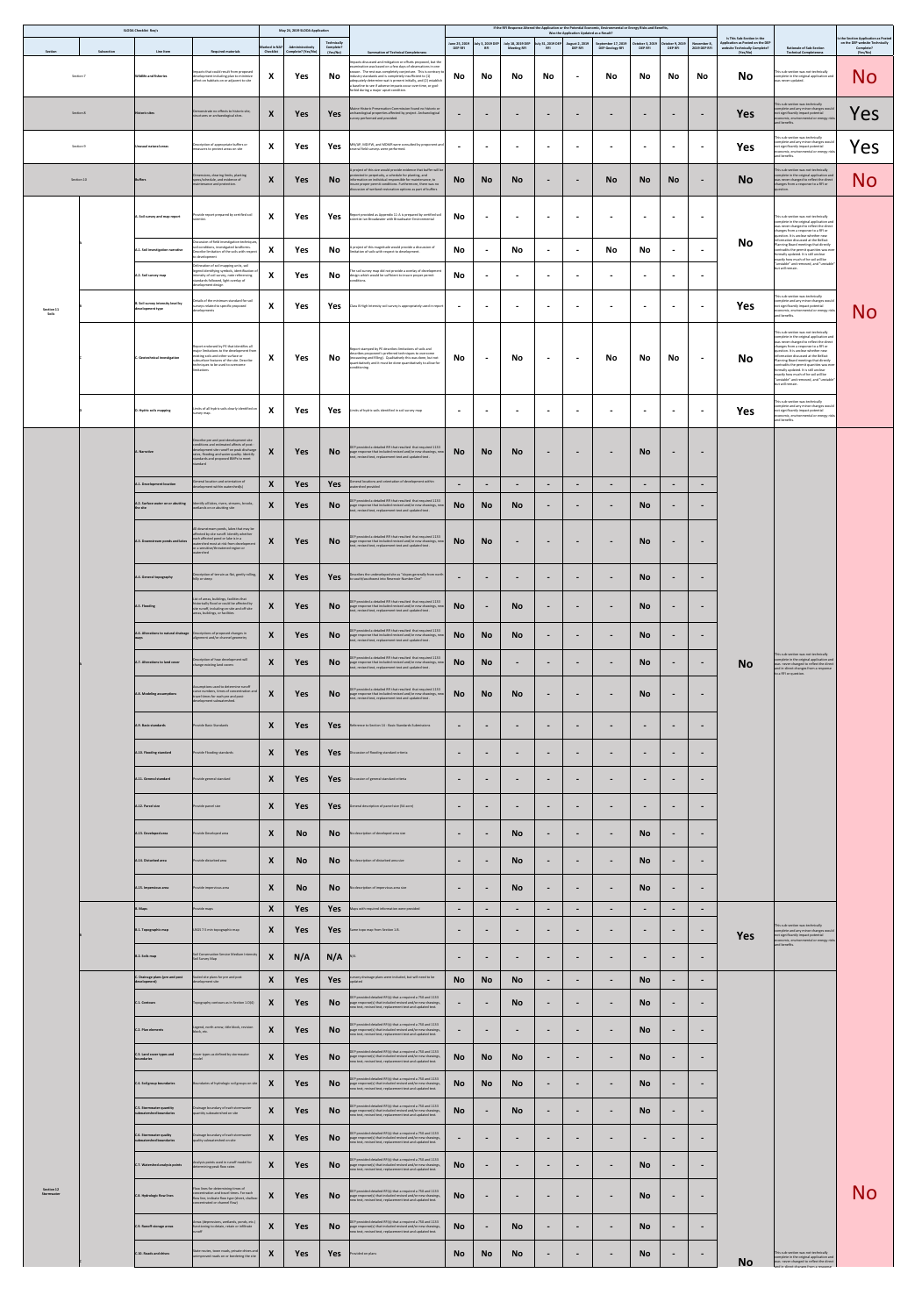| SLODA Checklist Key's | | | | May 25, 2019 SLODA Application | | | If the RFI Response Altered the Application or the Potential Economic, Environmental or Energy Risks and Benefits, Was the Application Updated as a Result? | | | | | | | | | | | |
|---|---|---|---|---|---|---|---|---|---|---|---|---|---|---|---|---|---|---|
| Section | Subsection | Line Item | Required materials | Marked in BEP Checklist | Administratively Complete? (Yes/No) | Technically Complete? (Yes/No) | Summation of Technical Completeness | June 25, 2019 DEP RFI | July 3, 2019 DEP RFI | July 18, 2019 DEP Meeting RFI | July 31, 2019 DEP RFI | August 2, 2019 DEP RFI | September 17, 2019 DEP Geology RFI | October 3, 2019 DEP RFI | October 9, 2019 DEP RFI | November 8, 2019 DEP RFI | Is This Sub-Section in the Application as Posted on the DEP website Technically Complete? (Yes/No) | Rationale of Sub-Section Technical Completeness | Is the Section Applications as Posted on the DEP website Technically Complete? (Yes/No) |
| Section 7 | | Wildlife and fisheries | Impacts that could result from proposed development including plan to minimize affect on habitats on or adjacent to site | X | Yes | No | Impacts discussed and mitigation on effects proposed, but the examination and baseline is first days of observations in one season. The end was completely completed. This is contrary to industry standards and is completely insufficient to (1) adequately determine what is present initially, and (2) establish a baseline to see if adverse impacts occur over time, or good faith during a major upset condition. | No | No | No | No | - | No | No | No | No | No | This sub-section was not technically complete in the original application and was never updated. | No |
| Section 8 | | Historic sites | Demonstrate no effects to historic site, structures or archaeological sites | X | Yes | Yes | Maine Historic Preservation Commission found no historic or archaeological properties affected by project. Archaeological survey performed and provided. | - | - | - | - | - | - | - | - | - | Yes | This sub-section was technically complete and any minor changes would not significantly impact potential economic, environmental or energy risks and benefits. | Yes |
| Section 9 | | Unusual natural areas | Description of appropriate buffers or measures to protect areas on site | X | Yes | Yes | MNAP, IF&W, and MDMR were consulted by proponent and several field surveys were performed. | - | - | - | - | - | - | - | - | - | Yes | This sub-section was technically complete and any minor changes would not significantly impact potential economic, environmental or energy risks and benefits. | Yes |
| Section 10 | | Buffers | Dimensions, clearing limits, planting types/schedule, and evidence of maintenance and protection | X | Yes | No | A project of this size would provide evidence that buffer will be protected in perpetuity, a schedule for planting, and information on individual responsible for maintenance to ensure proper permit conditions. Furthermore, there was no discussion of wetland restoration options as part of buffers. | No | No | No | - | - | No | No | No | - | No | This sub-section was not technically complete in the original application and was never changed to reflect the direct changes from a response to a RFI or question. | No |
| Section 11 Soils | A | A. Soil survey and map report | Provide report prepared by certified soil scientist | X | Yes | Yes | Report provided as Appendix 11-A is prepared by certified soil scientist Ian Broadwater with Broadwater Environmental | No | - | - | - | - | - | - | - | - | No | This sub-section was not technically complete in the original application and was never changed to reflect the direct changes from a response to a RFI or question. It is unclear whether new information discussed at the Belfast Planning Board meetings that directly contradicts the permit quantities was ever formally updated. It is still unclear exactly how much of the soil will be "unsuitable" and removed, and "unstable" but will remain. | No |
| | | A.1. Soil investigation narrative | Discussion of field investigation techniques, soil conditions, investigated landforms. Describe limitation of the soils with respect to development | X | Yes | No | A project of this magnitude would provide a discussion of limitation of soils with respect to development | No | - | No | - | - | No | No | - | - | | | |
| | | A.2. Soil survey map | Delineation of soil mapping units, soil legend identifying symbols, identification of intensity of soil survey, note referencing standards followed, light overlay of development design | X | Yes | No | The soil survey map did not provide a overlay of development design which would be sufficient to ensure proper permit conditions. | No | - | - | - | - | - | - | - | - | | | |
| | B | B. Soil survey intensity level by development type | Details of the minimum standard for soil surveys related to specific proposed developments | X | Yes | Yes | Class B High Intensity soil survey is appropriately used in report | - | - | - | - | - | - | - | - | - | Yes | This sub-section was technically complete and any minor changes would not significantly impact potential economic, environmental or energy risks and benefits. | |
| | C | C. Geotechnical investigation | Report endorsed by PE that identifies all major limitations to the development from existing soils and other surface or subsurface features of the site. Describe techniques to be used to overcome limitations | X | Yes | No | Report stamped by PE describes limitations of soils and describes proponent's preferred techniques to overcome (excavating and filling). Qualitatively this was done, but not quantitatively and it must be done quantitatively to allow for conditioning. | No | - | No | - | - | No | No | No | - | No | This sub-section was not technically complete in the original application and was never changed to reflect the direct changes from a response to a RFI or question. It is unclear whether new information discussed at the Belfast Planning Board meetings that directly contradicts the permit quantities was ever formally updated. It is still unclear exactly how much of the soil will be "unsuitable" and removed, and "unstable" but will remain. | |
| | D | D. Hydric soils mapping | Limits of all hydric soils clearly identified on survey map | X | Yes | Yes | Limits of hydric soils identified in soil survey map | - | - | - | - | - | - | - | - | - | Yes | This sub-section was technically complete and any minor changes would not significantly impact potential economic, environmental or energy risks and benefits. | |
| Section 12 Stormwater | A | A. Narrative | Describe pre and post development site conditions and estimated effects of post-development site runoff on peak discharge rates, flooding and water quality. Identify standards and proposed BMPs to meet standard | X | Yes | No | DEP provided a detailed RFI that required 1159 page response that included revised and/or new drawings, new text, revised text, replacement text and updated text. | No | No | No | - | - | - | No | - | - | No | This sub-section was not technically complete in the original application and was never changed to reflect the direct changes from a response to a RFI or question. | No |
| | | A.1. Development location | General location and orientation of development within watershed(s) | X | Yes | Yes | General location and orientation of development within watershed provided | - | - | - | - | - | - | - | - | - | | | |
| | | A.2. Surface water on or abutting the site | Identify all lakes, rivers, streams, brooks, wetlands on or abutting site | X | Yes | No | DEP provided a detailed RFI that required 1159 page response that included revised and/or new drawings, new text, revised text, replacement text and updated text. | No | No | No | - | - | - | No | - | - | | | |
| | | A.3. Downstream ponds and lakes | All downstream ponds, lakes that may be affected by site runoff. Identify whether each affected pond or lake is in a watershed most at risk from development or a sensitive/threatened region or watershed | X | Yes | No | DEP provided a detailed RFI that required 1159 page response that included revised and/or new drawings, new text, revised text, replacement text and updated text. | No | No | - | - | - | - | No | - | - | | | |
| | | A.4. General topography | Description of terrain as flat, gently rolling, hilly or steep | X | Yes | Yes | Describes the undeveloped site as "slopes generally from north to south/southeast into Reservoir Number One" | - | - | - | - | - | - | No | - | - | | | |
| | | A.5. Flooding | List of areas, buildings, facilities that historically flood or could be affected by site runoff, including on-site and off-site areas, buildings, or facilities | X | Yes | No | DEP provided a detailed RFI that required 1159 page response that included revised and/or new drawings, new text, revised text, replacement text and updated text. | No | - | No | - | - | - | No | - | - | | | |
| | | A.6. Alterations to natural drainage ways | Descriptions of proposed changes in alignment and/or channel geometry | X | Yes | No | DEP provided a detailed RFI that required 1159 page response that included revised and/or new drawings, new text, revised text, replacement text and updated text. | No | No | No | - | - | - | No | - | - | | | |
| | | A.7. Alterations to land cover | Description of how development will change existing land covers | X | Yes | No | DEP provided a detailed RFI that required 1159 page response that included revised and/or new drawings, new text, revised text, replacement text and updated text. | No | No | - | - | - | - | No | - | - | | | |
| | | A.8. Modeling assumptions | Assumptions used to determine runoff curve numbers, times of concentration and travel times for each pre and post-development subwatershed. | X | Yes | No | DEP provided a detailed RFI that required 1159 page response that included revised and/or new drawings, new text, revised text, replacement text and updated text. | No | No | No | - | - | - | No | - | - | | | |
| | | A.9. Basic standards | Provide Basic Standards | X | Yes | Yes | Reference to Section 14 - Basic Standards Submissions | - | - | - | - | - | - | - | - | - | | | |
| | | A.10. Flooding standard | Provide flooding standards | X | Yes | Yes | Discussion of flooding standard criteria | - | - | - | - | - | - | - | - | - | | | |
| | | A.11. General standard | Provide general standard | X | Yes | Yes | Discussion of general standard criteria | - | - | - | - | - | - | - | - | - | | | |
| | | A.12. Parcel size | Provide parcel size | X | Yes | Yes | General description of parcel size (54 acre) | - | - | - | - | - | - | - | - | - | | | |
| | | A.13. Developed area | Provide developed area | X | No | No | No description of developed area size | - | - | No | - | - | - | No | - | - | | | |
| | | A.14. Disturbed area | Provide disturbed area | X | No | No | No description of disturbed area size | - | - | No | - | - | - | No | - | - | | | |
| | | A.15. Impervious area | Provide impervious area | X | No | No | No description of impervious area | - | - | No | - | - | - | No | - | - | | | |
| | B | B. Maps | Provide maps | X | Yes | Yes | Maps with required information were provided | - | - | - | - | - | - | - | - | - | Yes | This sub-section was technically complete and any minor changes would not significantly impact potential economic, environmental or energy risks and benefits. | |
| | | B.1. Topographic map | USGS 7.5 min topographic map | X | Yes | Yes | Same topo map from Section 1.B. | - | - | - | - | - | - | - | - | - | | | |
| | | B.2. Soils map | Soil Conservation Service Medium Intensity Soil Survey Map | X | N/A | N/A | N/A | - | - | - | - | - | - | - | - | - | | | |
| | C | C. Drainage plans (pre and post development) | Scaled site plans for pre and post development site | X | Yes | Yes | Primary drainage plans were included, but will need to be updated | No | No | No | - | - | - | No | - | - | No | This sub-section was not technically complete in the original application and was never changed to reflect the direct changes from a response ... | |
| | | C.1. Contours | Topography contours as in Section 1.C(6) | X | Yes | No | DEP provided detailed RFI(s) that required a 750 and 1159 page response(s) that included revised and/or new drawings, new text, revised text, replacement text and updated text. | - | - | No | - | - | - | No | - | - | | | |
| | | C.2. Plan elements | Legend, north arrow, title block, revision block, etc. | X | Yes | No | DEP provided detailed RFI(s) that required a 750 and 1159 page response(s) that included revised and/or new drawings, new text, revised text, replacement text and updated text. | - | - | - | - | - | - | No | - | - | | | |
| | | C.3. Land cover types and boundaries | Cover types as defined by stormwater model | X | Yes | No | DEP provided detailed RFI(s) that required a 750 and 1159 page response(s) that included revised and/or new drawings, new text, revised text, replacement text and updated text. | No | No | No | - | - | - | No | - | - | | | |
| | | C.4. Soil group boundaries | Boundaries of hydrologic soil groups on site | X | Yes | No | DEP provided detailed RFI(s) that required a 750 and 1159 page response(s) that included revised and/or new drawings, new text, revised text, replacement text and updated text. | No | No | No | - | - | - | No | - | - | | | |
| | | C.5. Stormwater quantity subwatershed boundaries | Drainage boundary of each stormwater quantity subwatershed on site | X | Yes | No | DEP provided detailed RFI(s) that required a 750 and 1159 page response(s) that included revised and/or new drawings, new text, revised text, replacement text and updated text. | No | - | No | - | - | - | No | - | - | | | |
| | | C.6. Stormwater quality subwatershed boundaries | Drainage boundary of each stormwater quality subwatershed on site | X | Yes | No | DEP provided detailed RFI(s) that required a 750 and 1159 page response(s) that included revised and/or new drawings, new text, revised text, replacement text and updated text. | - | - | - | - | - | - | - | - | - | | | |
| | | C.7. Watershed analysis points | Analysis points used in runoff model for determining peak flow rates | X | Yes | No | DEP provided detailed RFI(s) that required a 750 and 1159 page response(s) that included revised and/or new drawings, new text, revised text, replacement text and updated text. | No | - | - | - | - | - | No | - | - | | | |
| | | C.8. Hydrologic flow lines | Flow lines for determining times of concentration and travel times. For each flow line, indicate flow type (sheet, shallow concentrated or channel flow) | X | Yes | No | DEP provided detailed RFI(s) that required a 750 and 1159 page response(s) that included revised and/or new drawings, new text, revised text, replacement text and updated text. | No | - | - | - | - | - | No | - | - | | | |
| | | C.9. Runoff storage areas | Areas (depressions, wetlands, ponds, etc.) functioning to detain, retain or infiltrate runoff | X | Yes | No | DEP provided detailed RFI(s) that required a 750 and 1159 page response(s) that included revised and/or new drawings, new text, revised text, replacement text and updated text. | No | - | No | - | - | - | No | - | - | | | |
| | | C.10. Roads and drives | State routes, town roads, private drives and unimproved roads on or bordering the site | X | Yes | Yes | Provided on plans | No | No | No | - | - | - | No | - | - | | | |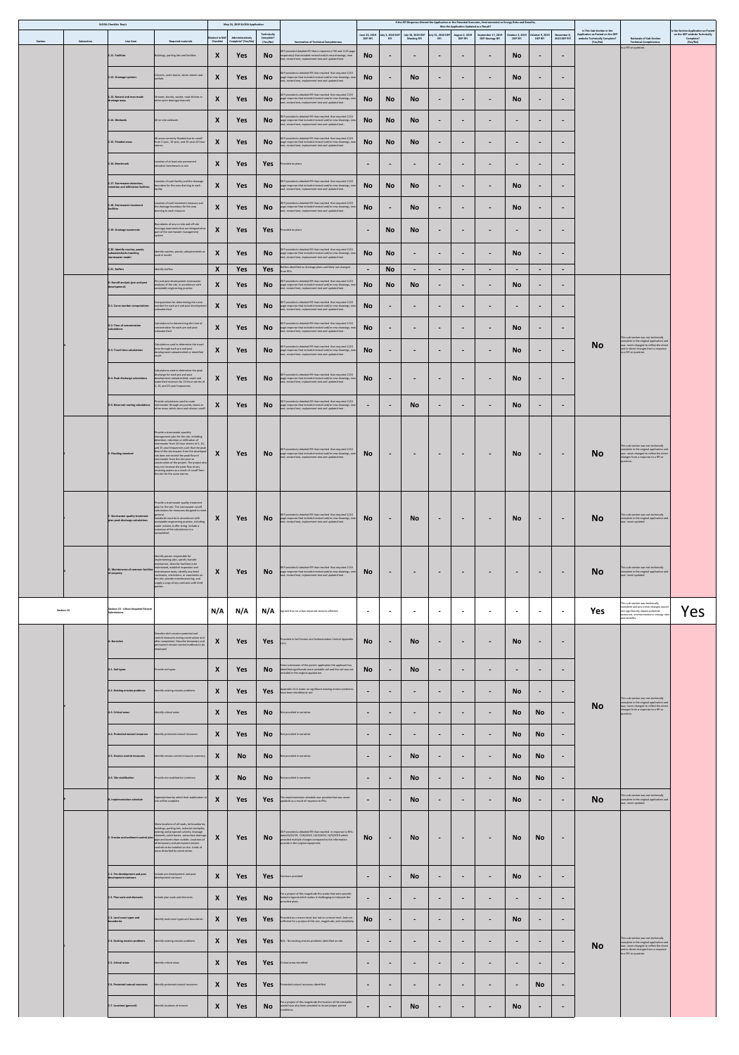| SLDGA Checklist Key's | | | May 21, 2019 SLDGA Application | | | | If the RFI Response Altered the Application or the Potential Economic, Environmental or Energy Risks and Benefits, Was the Application Updated as a Result? | | | | | | | | | | Is This Sub-Section in the Application as Posted on the DEP website Technically Complete? (Yes/No) | Rationale of Sub-Section Technical Completeness | Is the Section Application as Posted on the DEP website Technically Complete? (Yes/No) |
|---|---|---|---|---|---|---|---|---|---|---|---|---|---|---|---|---|---|---|---|
| Section | Subsection | Line Item | Required materials | Marked in SAP Checklist | Administratively Complete? (Yes/No) | Technically Complete? (Yes/No) | Summarization of Technical Completeness | June 25, 2019 DEP RFI | July 3, 2019 DEP RFI | July 18, 2019 DEP Meeting RFI | July 31, 2019 DEP RFI | August 2, 2019 DEP RFI | September 17, 2019 DEP Geology RFI | October 3, 2019 DEP RFI | October 9, 2019 DEP RFI | November 8, 2019 DEP RFI | | | |
| | | C.12. Facilities | Buildings, parking lots and facilities | X | Yes | No | DEP provided a detailed RFI that a required a 750 and 1159 page response(s) that included revised and/or new drawings, new text, revised text, replacement text and updated text. | No | - | - | - | - | - | No | - | - | | to a RFI or question. | |
| | | C.13. Drainage systems | Culverts, catch basins, storm sewers and outfalls | X | Yes | No | DEP provided a detailed RFI that resulted that required 1159 page response that included revised and/or new drawings, new text, revised text, replacement text and updated text. | No | - | No | - | - | - | No | - | - | | | |
| | | C.13. Natural and manmade drainage ways | Streams, brooks, swales, road ditches or other open drainage channels | X | Yes | No | DEP provided a detailed RFI that resulted that required 1159 page response that included revised and/or new drawings, new text, revised text, replacement text and updated text. | No | No | No | - | - | - | No | - | - | | | |
| | | C.14. Wetlands | All on site wetlands | X | Yes | No | DEP provided a detailed RFI that resulted that required 1159 page response that included revised and/or new drawings, new text, revised text, replacement text and updated text. | No | No | No | - | - | - | - | - | - | | | |
| | | C.15. Flooded areas | All areas currently flooded due to runoff from 2-year, 10-year, and 25 year 24 hour storms | X | Yes | No | DEP provided a detailed RFI that resulted that required 1159 page response that included revised and/or new drawings, new text, revised text, replacement text and updated text. | No | No | No | - | - | - | - | - | - | | | |
| | | C.16. Benchmark | Location of at least one permanent elevation benchmark on site | X | Yes | Yes | Provided on plans | - | - | - | - | - | - | - | - | - | | | |
| | | C.17. Stormwater detention, retention and infiltration facilities | Location of each facility and the drainage boundary for the area draining to each facility | X | Yes | No | DEP provided a detailed RFI that resulted that required 1159 page response that included revised and/or new drawings, new text, revised text, replacement text and updated text. | No | No | No | - | - | - | No | - | - | | | |
| | | C.18. Stormwater treatment facilities | Location of each treatment measure and the drainage boundary for the area draining to each measure | X | Yes | No | DEP provided a detailed RFI that resulted that required 1159 page response that included revised and/or new drawings, new text, revised text, replacement text and updated text. | No | - | No | - | - | - | No | - | - | | | |
| | | C.19. Drainage easements | Boundaries of any on-site and off-site drainage easements that are designated as part of the stormwater management system | X | Yes | Yes | Provided on plans | - | No | No | - | - | - | - | - | - | | | |
| | | C.20. Identify reaches, ponds, subwatersheds matching stormwater model | Identify reaches, ponds, subwatersheds as used in model | X | Yes | No | DEP provided a detailed RFI that resulted that required 1159 page response that included revised and/or new drawings, new text, revised text, replacement text and updated text. | No | No | - | - | - | - | No | - | - | | | |
| | | C.21. Buffers | Identify buffers | X | Yes | Yes | Buffers identified on drainage plans and likely not changed from RFIs | - | No | - | - | - | - | - | - | - | | | |
| | | D. Runoff analysis (pre and post development) | Pre and post development stormwater analysis of the site, in accordance with acceptable engineering practice | X | Yes | No | DEP provided a detailed RFI that resulted that required 1159 page response that included revised and/or new drawings, new text, revised text, replacement text and updated text. | No | No | No | - | - | - | No | - | - | | | |
| | | D.1. Curve number computations | Computations for determining the curve number for each pre and post development subwatershed | X | Yes | No | DEP provided a detailed RFI that resulted that required 1159 page response that included revised and/or new drawings, new text, revised text, replacement text and updated text. | No | - | - | - | - | - | - | - | - | | | |
| | | D.2. Time of concentration calculations | Calculations for determining the time of concentration for each pre and post subwatershed | X | Yes | No | DEP provided a detailed RFI that resulted that required 1159 page response that included revised and/or new drawings, new text, revised text, replacement text and updated text. | No | - | - | - | - | - | No | - | - | | | |
| | | D.3. Travel time calculations | Calculations used to determine the travel time through each pre and post development subwatershed or identified reach. | X | Yes | No | DEP provided a detailed RFI that resulted that required 1159 page response that included revised and/or new drawings, new text, revised text, replacement text and updated text. | No | - | - | - | - | - | No | - | - | No | This sub-section was not technically complete in the original application and was never changed to reflect the direct and/or direct changes from a response to a RFI or question. | |
| | | D.4. Peak discharge calculations | Calculations used to determine the peak discharge for each pre and post development subwatershed, reach and watershed reservoir for 24-hour storms of 2, 10, and 25 year frequencies. | X | Yes | No | DEP provided a detailed RFI that resulted that required 1159 page response that included revised and/or new drawings, new text, revised text, replacement text and updated text. | No | - | - | - | - | - | No | - | - | | | |
| | | D.5. Reservoir routing calculations | Provide calculations used to route stormwater through any ponds, basins or other areas which store and release runoff | X | Yes | No | DEP provided a detailed RFI that resulted that required 1159 page response that included revised and/or new drawings, new text, revised text, replacement text and updated text. | - | - | No | - | - | - | No | - | - | | | |
| | | E. Flooding standard | Provide a stormwater quantity management plan for the site, including detention, retention or infiltration of stormwater from 24 hour storms of 2, 10, and 25 year frequencies such that the peak flow of the stormwater from the developed site does not exceed the peak flow of stormwater from the site prior to construction of the project. The project also may not increase the peak flow of any receiving waters as a result of runoff from the site for the same storms. | X | Yes | No | DEP provided a detailed RFI that resulted that required 1159 page response that included revised and/or new drawings, new text, revised text, replacement text and updated text. | No | - | - | - | - | - | No | - | - | No | This sub-section was not technically complete in the original application and was never changed to reflect the direct changes from a response to a RFI or question. | |
| | | F. Stormwater quality treatment plan peak discharge calculations | Provide a stormwater quality treatment plan for the site. The stormwater runoff calculations for measures designed to meet general standards must be in accordance with acceptable engineering practice, including water volume, buffer sizing. Include a summary of the calculations in a spreadsheet | X | Yes | No | DEP provided a detailed RFI that resulted that required 1159 page response that included revised and/or new drawings, new text, revised text, replacement text and updated text. | No | - | No | - | - | - | No | - | - | No | This sub-section was not technically complete in the original application and was never updated. | |
| | | G. Maintenance of common facilities of property | Identify person responsible for implementing plan, specify transfer mechanism, describe facilities to be maintained, establish inspection and maintenance tasks, identify any deed covenants, restrictions, or easements on the site, provide maintenance log, and supply a copy of any contracts with third parties. | X | Yes | No | DEP provided a detailed RFI that resulted that required 1159 page response that included revised and/or new drawings, new text, revised text, replacement text and updated text. | No | - | - | - | - | - | - | - | - | No | This sub-section was not technically complete in the original application and was never updated. | |
| Section 13 | | Section 13 - Urban Impaired Stream Submissions | | N/A | N/A | N/A | Agreed that no urban impaired streams affected | - | - | - | - | - | - | - | - | - | Yes | This sub-section was technically complete and any minor changes would not significantly impact potential economic, environmental or energy risks and benefits. | Yes |
| | | A. Narrative | Describe site's erosion potential and control measures during construction and after completion. Describe temporary and permanent erosion control methods to be employed. | X | Yes | Yes | Provided in Soil Erosion and Sedimentation Control Appendix 13-A | No | - | No | - | - | - | No | - | - | | | |
| | | A.1. Soil types | Provide soil types | X | Yes | No | Since submission of the permit application the applicant has identified significantly more unstable soil and the soil was not included in the original application. | No | - | No | - | - | - | - | - | - | | | |
| | | A.2. Existing erosion problems | Identify existing erosion problems | X | Yes | Yes | Appendix 13-A states no significant existing erosion problems have been identified at site | - | - | - | - | - | - | No | - | - | | This sub-section was not technically complete in the original application and was never changed to reflect the direct and/or direct changes from a response to a RFI or question. | |
| | | A.3. Critical areas | Identify critical areas | X | Yes | No | Not provided in narrative | - | - | - | - | - | - | No | No | - | No | | |
| | | A.4. Protected natural resources | Identify protected natural resources | X | Yes | No | Not provided in narrative | - | - | - | - | - | - | No | No | - | | | |
| | | A.5. Erosion control measures | Identify erosion control measure summary | X | No | No | Not provided in narrative | - | - | No | - | - | - | No | No | - | | | |
| | | A.6. Site stabilization | Provide site stabilization summary | X | No | No | Not provided in narrative | - | - | No | - | - | - | No | No | - | | | |
| | | B. Implementation schedule | Expected date by which final stabilization of site will be complete | X | Yes | Yes | The implementation schedule was provided but was never updated as a result of response to RFIs. | - | - | No | - | - | - | No | - | - | No | This sub-section was not technically complete in the original application and was never updated. | |
| | | C. Erosion and sediment control plan | Show locations of all roads, lot boundaries, buildings, parking lots, material stockpiles, existing and proposed culverts, drainage channels, catch basins, subsurface drainage pipe and storm drain outfalls. Locations of all temporary and permanent erosion controls to be installed on site. Limits of areas disturbed by construction. | X | Yes | No | DEP provided a detailed RFI that resulted in response to RFIs dated 6/25/19, 7/18/2019, 10/3/2019, 10/9/2019 which provided multiple changes compared to the information provide in the original application | No | - | No | - | - | - | No | No | - | | | |
| | | C.1. Pre development and post development contours | Include pre development and post development contours | X | Yes | Yes | Contours provided | - | - | No | - | - | - | No | - | - | | | |
| | | C.2. Plan scale and elements | Include plan scale and elements | X | Yes | No | For a project of this magnitude the scales that were provide lacked a legend which makes it challenging to interpret the provided plans. | - | - | - | - | - | - | - | - | - | | | |
| | | C.3. Land cover types and boundaries | Identify land cover types and boundaries | X | Yes | Yes | Provided on a macro level, but not on a micro level. And not sufficient for a project of this size, magnitude, and complexity | No | - | - | - | - | - | No | - | - | | | |
| | | C.4. Existing erosion problems | Identify existing erosion problems | X | Yes | Yes | N/A - No existing erosion problems identified on site | - | - | - | - | - | - | - | - | - | No | This sub-section was not technically complete in the original application and was never changed to reflect the direct and/or direct changes from a response to a RFI or question. | |
| | | C.5. Critical areas | Identify critical areas | X | Yes | Yes | Critical areas identified | - | - | - | - | - | - | - | - | - | | | |
| | | C.6. Protected natural resources | Identify protected natural resources | X | Yes | Yes | Protected natural resources identified | - | - | - | - | - | - | - | No | - | | | |
| | | C.7. Locations (general) | Identify locations of erosion | X | Yes | No | For a project of this magnitude the location of the stockpiles would have also been provided to insure proper permit conditions. | - | - | No | - | - | - | No | - | - | | | |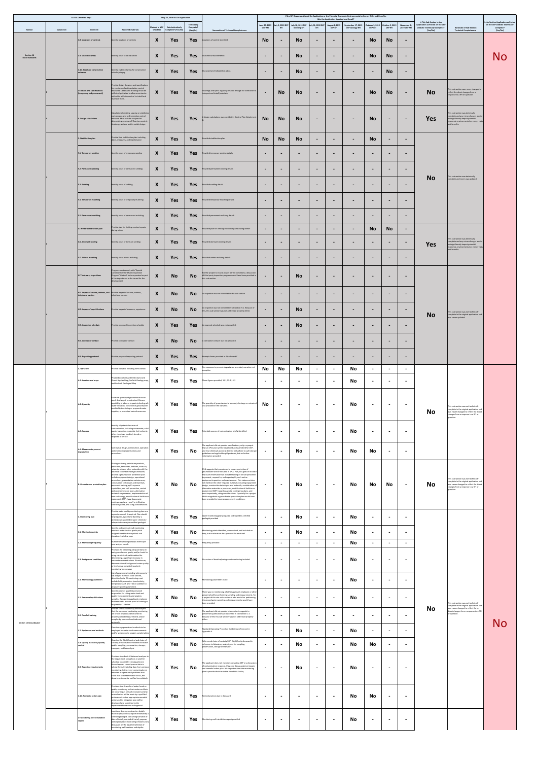| SLDSA Checklist Key's | | | May 25, 2019 SLDSA Application | | | | If the RFI Response Altered the Application or the Potential Economic, Environmental or Energy Risks and Benefits, Was the Application Updated as a Result? | | | | | | | | | Is This Sub-Section in the Application as Posted on the DEP website Technically Complete? (Yes/No) | Rationale of Sub-Section Technical Completeness | Is the Section Application as Posted on the DEP website Technically Complete? (Yes/No) |
|---|---|---|---|---|---|---|---|---|---|---|---|---|---|---|---|---|---|---|---|
| Section | Subsection | Line Item | Required materials | Marked in SAP Checklist | Administratively Complete? (Yes/No) | Technically Complete? (Yes/No) | Summation of Technical Completeness | June 25, 2019 DEP RFI | July 3, 2019 DEP RFI | July 18, 2019 DEP Meeting RFI | July 31, 2019 DEP RFI | August 2, 2019 DEP RFI | September 17, 2019 DEP Geology RFI | October 3, 2019 DEP RFI | October 9, 2019 DEP RFI | November 8, 2019 DEP RFI | | | |
| Section 14 Basic Standards | | C.8. Locations of controls | Identify locations of controls | X | Yes | Yes | Locations of control identified | No | - | No | - | - | - | No | No | - | | | No |
| | | C.9. Disturbed areas | Identify areas to be disturbed | X | Yes | Yes | Disturbed areas identified | No | - | No | - | - | - | No | No | - | | | |
| | | C.10. Stabilized construction entrance | Identify stabilized areas for construction vehicles/staging | X | Yes | Yes | Discussed and indicated on plans | - | - | No | - | - | - | - | No | - | | | |
| | | D. Details and specifications (temporary and permanent) | Provide design drawings and specifications for erosion and sedimentation control measures. Details and drawings must be sufficiently detailed to allow a contractor unfamiliar with the control to install and maintain them. | X | Yes | Yes | Drawings and specs arguably detailed enough for contractor to interpret and install/maintain. | - | No | No | - | - | - | No | No | - | No | This sub-section was never changed to reflect the direct changes from a response to a RFI or question. | |
| | | E. Design calculations | Calculations for sizing, spacing or stabilizing sedimentation and sedimentation control measures. Must include analyses for determining peak runoff flow to a control, its storage volume and its outlet design. | X | Yes | Yes | A design calculations was provided in Control Plan Attachment B. | No | No | No | - | - | - | No | - | - | Yes | This sub-section was technically complete and any minor changes would not significantly impact potential economic, environmental or energy risks and benefits. | |
| | | F. Stabilization plan | Provide final stabilization plan including dates, measures, and maintenance | X | Yes | Yes | Provided stabilization plan | No | No | No | - | - | - | No | - | - | No | This sub-section was technically complete and never was updated. | |
| | | F.1. Temporary seeding | Identify areas of temporary seeding | X | Yes | Yes | Provided temporary seeding details | - | - | - | - | - | - | - | - | - | | | |
| | | F.2. Permanent seeding | Identify areas of permanent seeding | X | Yes | Yes | Provided permanent seeding details | - | - | - | - | - | - | - | - | - | | | |
| | | F.3. Sodding | Identify areas of sodding | X | Yes | Yes | Provided sodding details | - | - | - | - | - | - | - | - | - | | | |
| | | F.4. Temporary mulching | Identify areas of temporary mulching | X | Yes | Yes | Provided temporary mulching details | - | - | - | - | - | - | - | - | - | | | |
| | | F.5. Permanent mulching | Identify areas of permanent mulching | X | Yes | Yes | Provided permanent mulching details | - | - | - | - | - | - | - | - | - | | | |
| | | G. Winter construction plan | Provide plan for limiting erosion impacts during winter | X | Yes | Yes | Provided plan for limiting erosion impacts during winter | - | - | - | - | - | - | No | No | - | Yes | This sub-section was technically complete and any minor changes would not significantly impact potential economic, environmental or energy risks and benefits. | |
| | | G.1. Dormant seeding | Identify areas of dormant seeding | X | Yes | Yes | Provided dormant seeding details | - | - | - | - | - | - | - | - | - | | | |
| | | G.2. Winter mulching | Identify areas of winter mulching | X | Yes | Yes | Provided winter mulching details | - | - | - | - | - | - | - | - | - | | | |
| | | H. Third party inspections | Program must comply with "Special Condition for Third Party Inspection Program" that will be incorporated as part of the department order issued for the development | X | No | No | For the project to insure proper permit conditions a discussion of third party inspection program would have been provided in this sub-section. | - | - | No | - | - | - | - | - | - | No | This sub-section was not technically complete to the original application and was never updated. | |
| | | H.1. Inspector's name, address, and telephone number | Provide inspector's name, address, telephone number | X | No | No | An inspector was not identified in this sub-section | - | - | - | - | - | - | - | - | - | | | |
| | | H.2. Inspector's qualifications | Provide inspector's resume, experience | X | No | No | An inspector was not identified in subsection H.1. Because of this, this sub-section was not addressed properly either. | - | - | No | - | - | - | - | - | - | | | |
| | | H.3. Inspection schedule | Provide proposed inspection schedule | X | Yes | Yes | An example schedule was not provided | - | - | No | - | - | - | - | - | - | | | |
| | | H.4. Contractor contact | Provide contractor contact | X | No | No | A contractor contact was not provided | - | - | - | - | - | - | - | - | - | | | |
| | | H.5. Reporting protocol | Provide proposed reporting protocol | X | Yes | Yes | Example forms provided in Attachment C | - | - | - | - | - | - | - | - | - | | | |
| Section 15 Groundwater | | A. Narrative | Provide narrative including items below | X | Yes | No | No measures to prevent degradation provided, narrative not complete. | No | No | No | - | - | No | - | - | - | No | This sub-section was not technically complete to the original application and was never changed to reflect the direct changes from a response to a RFI or question. | No |
| | | A.1. Location and maps | Project boundaries with MGS Sand and Gravel Aquifer Map, Surficial Geology map, and Bedrock Geological Map | X | Yes | Yes | Three figures provided, 15.1,15.2,15.3 | - | - | - | - | - | No | - | - | - | | | |
| | | A.2. Quantity | Estimate quantity of groundwater to be used, discharged, or extracted. Discuss possibility of adverse impacts including salt water intrusion, reduction of groundwater availability to existing or proposed water supplies, or protected natural resources | X | Yes | Yes | The quantity of groundwater to be used, discharge or extracted was provided in the narrative. | No | - | - | - | - | No | - | - | - | | | |
| | | A.3. Sources | Identify all potential sources of contamination, including wastewater, solid waste, hazardous materials, fuel, solvents, other chemicals handled, stored or disposed of on-site | X | Yes | Yes | Potential sources of contamination briefly identified | - | - | - | - | - | No | - | - | - | | | |
| | | A.4. Measures to prevent degradation | Summarize design, construction, operation and monitoring specifications and procedures | X | Yes | No | The applicant did not provide specifications, only a synopsis that an SPCC plan will be developed and submitted for DEP, and that chemicals stored at the site will adhere to safe storage guidelines and applicable rules and protocols, but no further information provided. | - | - | No | - | - | No | No | - | - | | | |
| | | B. Groundwater protection plan | If using or storing petroleum products, pesticides, herbicides, fertilizer, road salt, solvents, acids or other materials with the potential to contaminate groundwater, provide a groundwater protection plan. Include equipment design, operational procedures, preventative maintenance, construction techniques and materials, personnel training, spill response capabilities, and spill prevention, control and countermeasure plans, alternative materials or processes, implementation of new technology, modification of facilities or equipment, BMP, hazardous waste contingency plans, runoff or infiltration control systems, and siting considerations | X | No | No | 15.6 suggests that procedures to ensure protection of groundwater will be included in SPCC Plan, but goes on to state that such information will include training of on-site personnel to prevent, respond to, and report spills, and routine equipment inspection and maintenance. This statement does not mention the other required materials including equipment design, construction techniques and materials, consideration of alternative materials or processes, modification of facilities or equipment, BMP, hazardous waste contingency plans, and most importantly, siting considerations. Especially for a project of this magnitude a groundwater protection plan would have been provided to insure proper permit conditions. | - | - | No | - | - | No | No | No | - | No | This sub-section was not technically complete to the original application and was never changed to reflect the direct changes from a response to a RFI or question. | |
| | | C. Monitoring plan | Provide water quality monitoring plan as a separate manual, if required. Plan should be prepared, signed and dated by a professional qualified in water chemistry interpretation and/or certified geologist | X | Yes | Yes | Water monitoring plan prepared and signed by certified geologist provided | - | - | No | - | - | No | - | - | - | No | This sub-section was not technically complete to the original application and was never changed to reflect the direct changes from a response to a RFI or question. | |
| | | C.1. Monitoring points | Identify and summarize all monitoring points of water level or quality with assigned identification symbols and elevation. Include a map. | X | Yes | No | Monitoring points identified, summarized, and included on map, but no elevation data provided for each well | - | - | No | - | - | No | - | - | - | | | |
| | | C.2. Monitoring frequency | Number of sampling/analysis events per year and per month | X | Yes | Yes | Frequency provided | - | - | - | - | - | No | - | - | - | | | |
| | | C.3. Background conditions | Provision for obtaining adequate data on background water quality and/or levels for using a statistically valid method for determining a significant increase in parameter concentrations. At minimum, determination of background water quality or levels must consist of quarterly monitoring for one year | X | Yes | Yes | Discussion of baseline/background monitoring included | - | - | - | - | - | No | - | - | - | | | |
| | | C.4. Monitoring parameters | List of parameters including references to lab analysis methods to be utilized, detection limits. All monitoring must include field parameters (conductivity, temperature, pH, and TDS) in addition to program specific parameters | X | Yes | Yes | Monitoring parameters listed | - | - | - | - | - | No | - | - | - | | | |
| | | C.5. Personnel qualifications | Identification of qualified personnel responsible for taking water level and quality measurements and analysis samples. If proposing applicant employee do these tasks, provide proof of training as required by C.6 below. | X | No | No | There was no monitoring whether applicant employee or other personnel will be performing sampling and measurements. For a project of this size a discussion of who would be performing the groundwater sampling and measurements would have been provided. | - | - | - | - | - | No | - | - | - | | | |
| | | C.6. Proof of training | Written certification for qualified expert that the personnel conducting monitoring are or will be adequately trained to properly collect measurements and/or samples by approved methods and protocols | X | No | No | The applicant did not provide information in regards to personnel qualifications as requested in sub-section C.5. Because of this this sub-section was not addressed properly either. | - | - | - | - | - | No | - | - | - | | | |
| | | C.7. Equipment and methods | Describe equipment and methods to be employed for water level measurements and/or water quality analysis sample taking | X | Yes | Yes | Standard Operating Procedure Guidelines referenced in Appendix A. | - | - | No | - | - | No | - | - | - | | | |
| | | C.8. Quality assurance/quality control | Describe the QA/QC control and chain of custody protocols to be followed for water quality sampling, preservation, storage, transport, and lab analysis | X | Yes | No | Referenced chain of custody SOP. QA/QC only discussed in reference to laboratory analysis, not for sampling, preservation, storage or transport. | - | - | No | - | - | No | No | - | - | | | |
| | | C.9. Reporting requirements | Provision to submit all data and analyses to the department annually or at another schedule required by the department. Annual reports should present data in tabular format including data from previous monitoring. In the event contamination is detected or operational problems that could lead to contamination occur, the department must be notified immediately. | X | Yes | No | The applicant does not mention contacting DEP at a discussion of contamination response, they only discuss adverse impacts and remedial action plan. It is important that the monitoring plan is provide that starts the line of this facility. | - | - | No | - | - | No | - | - | - | | | |
| | | C.10. Remedial action plan | Provision that if results of water levels or quality monitoring indicate adverse effects are occurring as a result of project activity, an evaluation will be made by a qualified professional and an appropriate remedial action and/or mitigation plan will be developed and submitted to the department for review and approval | X | Yes | Yes | Remedial action plan is discussed | - | - | - | - | - | No | No | - | - | | | |
| | | D. Monitoring well installation report | Locations, depths, construction details must be provided in a report endorsed by a certified geologist, containing narrative of date of install, method of install, purpose and objectives of monitoring network and a discussion on the basis for selection of monitoring well locations and depths | X | Yes | Yes | Monitoring well installation report provided | - | - | - | - | - | No | - | - | - | | | |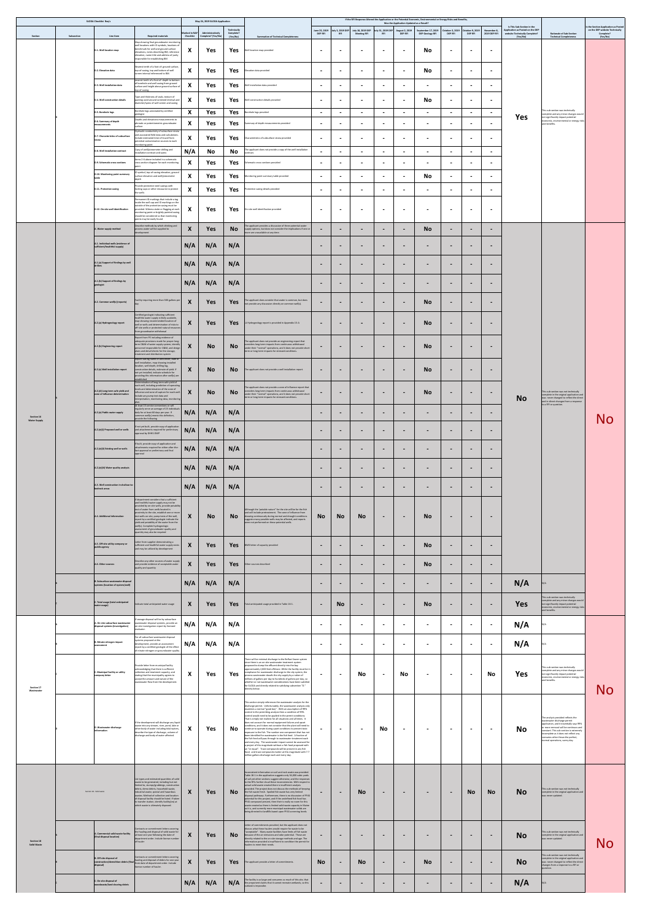| SLODA Checklist Key's | | | | May 21, 2019 SLODA Application | | | | If the RFI Response Altered the Application or the Potential Economic, Environmental or Energy Risks and Benefits, Was the Application Updated as a Result? | | | | | | | | | | | |
|---|---|---|---|---|---|---|---|---|---|---|---|---|---|---|---|---|---|---|---|
| Section | Subsection | Line Item | Required materials | Marked in BAP Checklist | Administratively Complete? (Yes/No) | Technically Complete? (Yes/No) | Summary of Technical Completeness | June 25, 2019 DEP RFI | July 3, 2019 DEP RFI | July 18, 2019 DEP Meeting RFI | July 31, 2019 DEP RFI | August 2, 2019 DEP RFI | September 17, 2019 DEP Geology RFI | October 3, 2019 DEP RFI | October 9, 2019 DEP RFI | November 8, 2019 DEP RFI | Is This Sub-Section in the Application as Posted on the DEP website Technically Complete? (Yes/No) | Rationale of Sub-Section Technical Completeness | Is the Section Application as Posted on the DEP website Technically Complete? (Yes/No) |
| | D | D.1. Well location map | Map showing final groundwater monitoring well locations with ID symbols, locations of benchmark for wetland ground surface elevations, notes describing BM, reference elevation, name title and address of party responsible for establishing BM | X | Yes | Yes | Well location map provided | - | - | - | - | - | No | - | - | - | Yes | This sub-section was technically complete and any minor changes would not significantly impact potential economic, environmental or energy risks and benefits. | |
| | | D.2. Elevation data | Nearest tenth of a foot of ground surface, top of casing, top and bottom of well screen interval referenced to BM | X | Yes | Yes | Elevation data provided | - | - | - | - | - | No | - | - | - | | | |
| | | D.3. Well installation data | Nearest tenth of a foot of depth to bottom of borehole and well screen below ground surface and height above ground surface of top of casing | X | Yes | Yes | Well installation data provided | - | - | - | - | - | - | - | - | - | | | |
| | | D.4. Well construction details | Type and thickness of seals, texture of packing sand around screened interval and diameter/types of well screen and casing | X | Yes | Yes | Well construction details provided | - | - | - | - | - | No | - | - | - | | | |
| | | D.5. Borehole logs | Borehole logs annotated by certified geologist | X | Yes | Yes | Borehole logs provided | - | - | - | - | - | - | - | - | - | | | |
| | | D.6. Summary of depth measurements | Depths and elevations measurements to phreatic or potentiometric groundwater surface | X | Yes | Yes | Summary of depth measurements provided | - | - | - | - | - | - | - | - | - | | | |
| | | D.7. Characteristics of subsurface strata | Hydraulic conductivity of subsurface strata and associated field data and calculations, include estimated time of travel from potential contamination sources to each monitoring point | X | Yes | Yes | Characteristics of subsurface strata provided | - | - | - | - | - | - | - | - | - | | | |
| | | D.8. Well installation contract | Copy of well/piezometer drilling and installation contract and specs | N/A | No | No | The applicant does not provide a copy of the well installation contract. | - | - | - | - | - | - | - | - | - | | | |
| | | D.9. Schematic cross sections | Show 2-4 above included in a schematic cross section diagram for each monitoring point | X | Yes | Yes | Schematic cross-sections provided | - | - | - | - | - | - | - | - | - | | | |
| | | D.10. Monitoring point summary table | ID symbol, top of casing elevation, ground surface elevation and well/piezometer depth | X | Yes | Yes | Monitoring point summary table provided | - | - | - | - | - | No | - | - | - | | | |
| | | D.11. Protective casing | Provide protective steel casings with locking caps or other measure to protect the wells | X | Yes | Yes | Protective casing details provided | - | - | - | - | - | - | - | - | - | | | |
| | | D.12. On-site well identification | Permanent ID markings that include a tag inside the well cap and ID markings on the outside of the protective casing must be provided. Where a stake or flagging at each monitoring point or brightly painted casing should be considered so that monitoring points may be easily found | X | Yes | Yes | On-site well identification provided | - | - | - | - | - | - | - | - | - | | | |
| Section 16 Water Supply | A | A. Water supply method | Describe methods by which drinking and process water will be supplied to development | X | Yes | No | The applicant provides a discussion of three potential water supply options, but does not consider the implications if one or more are unavailable at any time. | - | - | - | - | - | No | - | - | - | No | This sub-section was not technically complete in the original application and was never updated to reflect the direct and in direct changes from a response to a RFI or question. | No |
| | | A.1. Individual wells (evidence of sufficient/healthful supply) | | N/A | N/A | N/A | | - | - | - | - | - | - | - | - | - | | | |
| | | A.1.(a) Support of findings by well driller | | N/A | N/A | N/A | | - | - | - | - | - | - | - | - | - | | | |
| | | A.1.(b) Support of findings by geologist | | N/A | N/A | N/A | | - | - | - | - | - | - | - | - | - | | | |
| | | A.2. Common well(s) (reports) | Facility requiring more than 500 gallons per day | X | Yes | Yes | The applicant does consider that water is common, but does not provide any discussion directly on common well(s). | - | - | - | - | - | No | - | - | - | | | |
| | | A.2.(a) Hydrogeology report | Certified geologist indicating sufficient healthful water supply is likely available; map showing recommended location of well or wells and determination of risks to off site wells or protected natural resources from groundwater withdrawal | X | Yes | Yes | A Hydrogeology report is provided in Appendix 15-A | - | - | - | - | - | No | - | - | - | | | |
| | | A.2.(b) Engineering report | Report from PE including evidence of adequate provisions made for project long term O&M of water supply system, identify personnel responsible for O&M, and design plans and detail sheets for the storage treatment and distribution system | X | No | No | The applicant does not provide an engineering report that considers long term impacts from continuous withdrawal under their "normal" operations, and it does not provide short term or long term impacts for stressed conditions. | - | - | - | - | - | No | - | - | - | | | |
| | | A.2.(c) Well installation report | Report stating name of well driller, date of well installation, map showing installed location, well depth, drilling log, construction details, estimated yield. If not yet installed, indicate schedule for providing this information after well(s) are established | X | No | No | The applicant does not provide a well installation report | - | - | - | - | - | No | - | - | - | | | |
| | | A.2.(d) Long-term safe yield and zone of influence determination | Determination of long-term safe yield of each well, including protocol of pumping levels and determination of the zone of influence and area of capture for each well. Include any pump test data and interpretations, monitoring data, monitoring plan. | X | No | No | The applicant does not provide a zone of influence report that considers long term impacts from continuous withdrawal under their "normal" operations. It does not provide short term or long term impacts for stressed conditions. | - | - | - | - | - | No | - | - | - | | | |
| | | A.2.(e) Public water supply | At least 15 service connections or will regularly serve an average of 25 individuals daily for at least 60 days per year. If common well(s) meets this definition, provide the following: | N/A | N/A | N/A | | - | - | - | - | - | - | - | - | - | | | |
| | | A.2.(e)(i) Proposed well or wells | If not yet built, provide copy of application and attachments required for preliminary approval by DHHS DWP | N/A | N/A | N/A | | - | - | - | - | - | - | - | - | - | | | |
| | | A.2.(e)(ii) Existing well or wells | If built, provide copy of application and attachments required for either after-the-fact approval or preliminary and final approval | N/A | N/A | N/A | | - | - | - | - | - | - | - | - | - | | | |
| | | A.2.(e)(iii) Water quality analysis | | N/A | N/A | N/A | | - | - | - | - | - | - | - | - | - | | | |
| | | A.3. Well construction in shallow-to-bedrock areas | | N/A | N/A | N/A | | - | - | - | - | - | - | - | - | - | | | |
| | | A.4. Additional information | If department considers that a sufficient and healthful water supply may not be provided by on-site wells, provide probability test of water from wells located in proximity to the site, establish one or more test wells on site, pump tests of the well, report by a certified geologist indicate the yield and probability of the water from the well(s). Complete hydrogeologic assessment of groundwater quality and quantity may also be required. | X | No | No | Although the "potable water" for the site will be for the fish and will include groundwater. The zone of influence from drawing continuously during normal and drought conditions suggests many possible wells may be affected, and impacts were not performed on these potential wells. | No | No | No | - | - | No | - | - | - | | | |
| | | A.5. Off-site utility company or public agency | Letter from supplier demonstrating a sufficient and healthful water supply exists and may be utilized by development | X | Yes | Yes | BWD letter of capacity provided | - | - | - | - | - | No | - | - | - | | | |
| | | A.6. Other sources | Describe any other sources of water supply and provide evidence of acceptable water quality and quantity. | X | Yes | Yes | Other sources described | - | - | - | - | - | No | - | - | - | | | |
| | B | B. Subsurface wastewater disposal systems (location of system/well) | | N/A | N/A | N/A | | - | - | - | - | - | - | - | - | - | N/A | N/A | |
| | C | C. Total usage (total anticipated water usage) | Indicate total anticipated water usage | X | Yes | Yes | Total anticipated usage provided in Table 16-1. | - | No | - | - | - | No | - | - | - | Yes | This sub-section was technically complete and any minor changes would not significantly impact potential economic, environmental or energy risks and benefits. | |
| Section 17 Wastewater | A | A. On-site subsurface wastewater disposal systems (investigation) | If sewage disposal will be by subsurface wastewater disposal systems, provide an on-site investigation report by licensed evaluator. | N/A | N/A | N/A | | - | - | - | - | - | - | - | - | - | N/A | N/A | No |
| | B | B. Nitrate-nitrogen impact assessment | For all subsurface wastewater disposal systems proposed at the development, provide an assessment report by a certified geologist of the effect of nitrate-nitrogen on groundwater quality | N/A | N/A | N/A | | - | - | - | - | - | - | - | - | - | N/A | N/A | |
| | C | C. Municipal facility or utility company letter | Provide letter from municipal facility acknowledging that there is sufficient collection and treatment capacity, and stating that the municipality agrees to accept the amount and nature of the wastewater flow from the development. | X | Yes | Yes | There will be minimal discharge to the Belfast Sewer system since there is an on site wastewater treatment system proposed to treat the effluent directly into the bay (approximately 2,400 feet offshore). While the facility must be in compliance for wastewater discharge to the city system, the process wastewater (beside the city supply) is a matter of millions of gallons per day to hundreds of gallons per day, so whether or not wastewater considerations have been satisfied for SLODA and directly related to satisfying subsection "D." directly below. | - | - | No | - | No | - | - | - | No | Yes | This sub-section was technically complete and any minor changes would not significantly impact potential economic, environmental or energy risks and benefits. | |
| | D | D. Wastewater discharge information | If the development will discharge any liquid waste into any stream, river, pond, lake or other body of water (including tidal waters), describe the type of discharge, volume of discharge and body of water affected. | X | Yes | No | This section simply references the wastewater analysis for the discharge permit. Unfortunately, the wastewater analysis only examines a normal "good day". With an assumption of 99% control in the permitting analysis then a condition of 99% control would need to be applied in the permit conditions. That is simply not realistic for all situations and all times. It does not account for normal equipment failures and upset conditions, and it does not consider that the plant will need to continue to operate during upset conditions to prevent toxic exposure to the fish. The number one component that has not been identified for wastewater is the fish feed. A fraction of the fish feed will pass through to wastewater treatment each and every day. The wastewater impact cannot be assessed for a project of this magnitude without a fish feed proposal with an "in equal". Trace compounds will be present in any fish feed, and trace compounds matter at this magnitude with 7.7 million gallons discharge each and every day. | - | - | - | No | - | - | - | - | - | No | The analysis provided reflects the wastewater discharge permit application, and it essentially says 99% or more removal will be continuous and constant. This sub-section is extremely incomplete as it does not reflect any scenarios other than the perfect, normal operations, sunny day. | |
| Section 18 Solid Waste | Section 18 - Solid waste | | List types and estimated quantities of solid waste to be generated, including but not limited to, stumps/grubbings, construction debris, demo debris, household waste, industrial waste, special and hazardous wastes. Method of collection and location of disposal facility should be listed. If taken to transfer station, identify facility(ies) at which waste is ultimately disposed. | X | Yes | No | Inconsistent information on soil and rock waste was provided. Table 18-1 in the application suggests only 60,000 cubic yards of soil yet other numbers suggest otherwise, and the responses to the RFIs further cloud these inconsistencies. With respect to actual solid waste created there is insufficient analysis provided. The project does not discuss the methods of keeping the fish waste fresh. Spoiled fish waste has very limited disposal pathways. Furthermore, there is no discussion of PFAS potential for this project, and if the site finds that food has PFAS compounds present, then there is really no home for this waste created as there is limited solid waste capacity in Maine as it is, and currently more municipal wastewater solids are being directed to landfills based upon PFAS screening levels. | - | - | No | - | - | - | - | No | No | No | This sub-section was not technically complete in the original application and was never updated. | No |
| | A | A. Commercial solid waste facility (final disposal location) | Contracts or commitment letters covering the hauling and disposal of solid waste for at least one year following the date of department order. Include license number of hauler. | X | Yes | No | Letter of commitments provided, but the applicant does not discuss what these haulers would require for waste to be "acceptable". Many waste facilities have limits of fish waste because of the air emissions and odor potential. These are directly related to the on-site storage methods and age. The information provided is insufficient to condition the permit for haulers to meet their needs. | - | - | - | - | - | - | - | - | - | No | This sub-section was not technically complete in the original application and was never updated. | |
| | B | B. Off-site disposal of construction/demolition debris (final disposal) | Contracts or commitment letters covering hauling and disposal of debris for one year from date of department order. Include license number of hauler. | X | Yes | Yes | The applicant provide a letter of commitments. | No | - | No | - | - | No | - | - | - | No | This sub-section was not technically complete in the original application and was never updated to reflect the direct and in direct changes from a response to a RFI or question. | |
| | C | C. On-site disposal of woodwaste/land clearing debris | | N/A | N/A | N/A | The facility is so large and consumes so much of the site, that the proposed claims that it cannot reuse woodwaste, so this subsection is irrelevant | - | - | - | - | - | - | - | - | - | N/A | N/A | |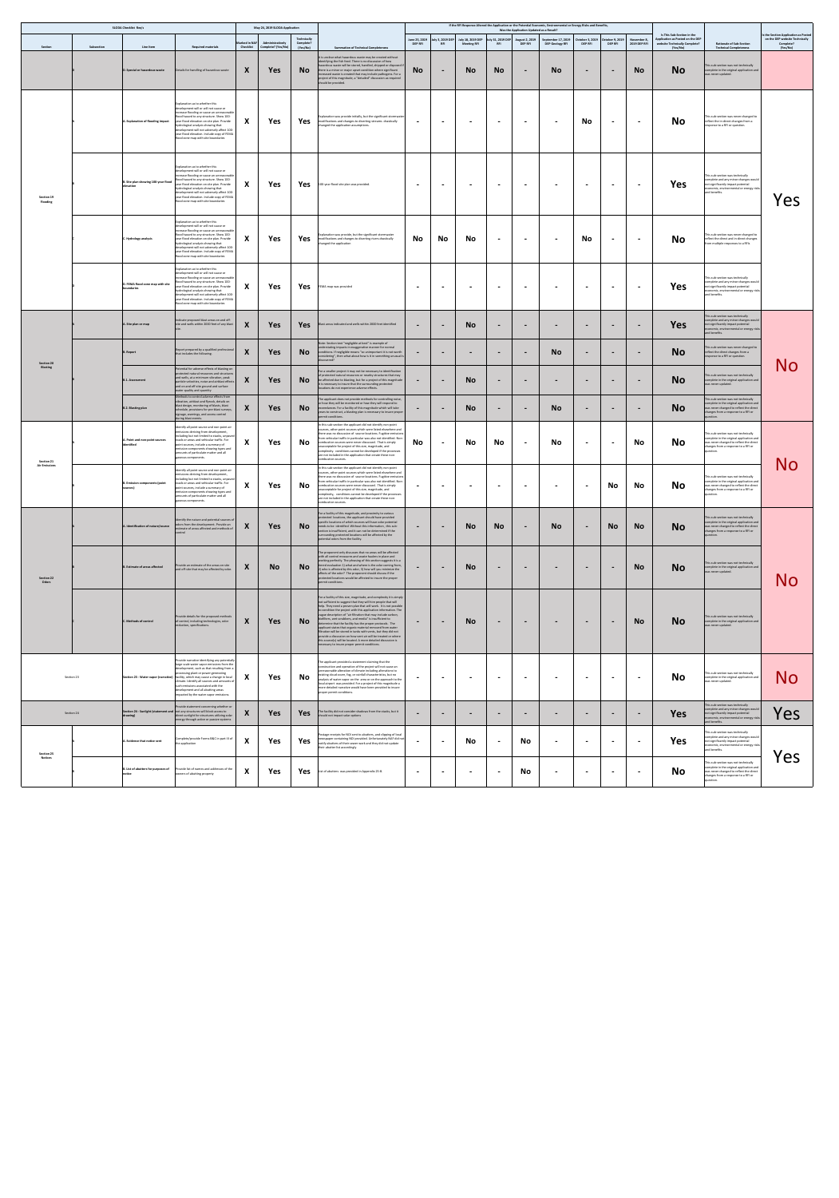| SLODA Checklist Key's | | | | May 21, 2019 SLODA Application | | | | If the RFI Response Altered the Application or the Potential Economic, Environmental or Energy Risks and Benefits, Was the Application Updated as a Result? | | | | | | | | | | | |
|---|---|---|---|---|---|---|---|---|---|---|---|---|---|---|---|---|---|---|---|
| Section | Subsection | Line Item | Required materials | Marked in NAP Checklist | Administratively Complete? (Yes/No) | Technically Complete? (Yes/No) | Summary of Technical Completeness | June 23, 2019 DEP RFI | July 3, 2019 DEP RFI | July 18, 2019 DEP Meeting RFI | July 31, 2019 DEP RFI | August 2, 2019 DEP Geology RFI | September 17, 2019 DEP Geology RFI | October 3, 2019 DEP RFI | October 9, 2019 DEP RFI | November 8, 2019 DEP RFI | Is This Sub-Section in the Application as Posted on the DEP website Technically Complete? (Yes/No) | Rationale of Sub-Section Technical Completeness | Is the Section Applications as Posted on the DEP website Technically Complete? (Yes/No) |
| | 4 | D. Spent or hazardous waste | Details for handling of hazardous waste | X | Yes | No | It is unclear what hazardous waste may be created without identifying the fish feed. There is no discussion of how hazardous waste will be stored, handled, shipped or disposed if there is a minor or major spent event where significant untreated water is created that may include pathogens. For a project of this magnitude, a "detailed" discussion as required should be provided. | No | - | No | No | - | No | - | - | No | No | This sub-section was not technically complete in the original application and was never updated. | |
| Section 19 Flooding | A | A. Explanation of flooding impact | Explanation as to whether this development will or will not cause or increase flooding or cause an unreasonable flood hazard to any structure. Show 100-year flood elevation on site plan. Provide hydrological analysis showing that development will not adversely affect 100-year flood elevation. Include copy of FEMA flood zone map with site boundaries | X | Yes | Yes | Explanation was provide initially, but the significant stormwater modifications and changes to diverting streams drastically changed the application assumptions. | - | - | - | - | - | - | No | - | - | No | This sub-section was never changed to reflect the indirect changes from a response to a RFI or question. | Yes |
| | B | B. Site plan showing 100-year flood elevation | Explanation as to whether this development will or will not cause or increase flooding or cause an unreasonable flood hazard to any structure. Show 100-year flood elevation on site plan. Provide hydrological analysis showing that development will not adversely affect 100-year flood elevation. Include copy of FEMA flood zone map with site boundaries | X | Yes | Yes | 100-year flood site plan was provided | - | - | - | - | - | - | - | - | - | Yes | This sub-section was technically complete and any minor changes would not significantly impact potential economic, environmental or energy risks and benefits. | |
| | C | C. Hydrology analysis | Explanation as to whether this development will or will not cause or increase flooding or cause an unreasonable flood hazard to any structure. Show 100-year flood elevation on site plan. Provide hydrological analysis showing that development will not adversely affect 100-year flood elevation. Include copy of FEMA flood zone map with site boundaries | X | Yes | Yes | Explanation was provide, but the significant stormwater modifications and changes to diverting rivers drastically changed the application | No | No | No | - | - | - | No | - | - | No | This sub-section was never changed to reflect the direct and indirect changes from multiple responses to a RFIs. | |
| | D | D. FEMA flood zone map with site boundaries | Explanation as to whether this development will or will not cause or increase flooding or cause an unreasonable flood hazard to any structure. Show 100-year flood elevation on site plan. Provide hydrological analysis showing that development will not adversely affect 100-year flood elevation. Include copy of FEMA flood zone map with site boundaries | X | Yes | Yes | FEMA map was provided | - | - | - | - | - | - | - | - | - | Yes | This sub-section was technically complete and any minor changes would not significantly impact potential economic, environmental or energy risks and benefits. | |
| Section 20 Blasting | A | A. Site plan or map | Indicate proposed blast areas on and off-site and wells within 2000 feet of any blast site | X | Yes | Yes | Blast areas indicated and wells within 2000 feet identified | - | - | No | - | - | - | - | - | - | Yes | This sub-section was technically complete and any minor changes would not significantly impact potential economic, environmental or energy risks and benefits. | No |
| | B | B. Report | Report prepared by a qualified professional that includes the following: | X | Yes | No | Note: Section most "negligible at best" is example of understating impacts in exaggeration counter for normal conditions. If negligible means "no unimportant it is not worth considering", then what about how is it is something unusual is discovered? | - | - | - | - | - | No | - | - | - | No | This sub-section was never changed to reflect the direct changes from a response to a RFI or question. | |
| | B.1 | B.1. Assessment | Potential for adverse effects of blasting on protected natural resources and structures and wells, at a minimum vibration, peak particle velocities, noise and airblast effects and on and off-site ground and surface water quality and quantity | X | Yes | No | For a smaller project it may not be necessary to identification of protected natural resources or nearby structures that may be affected due to blasting, but for a project of this magnitude it is necessary to insure that the surrounding protected locations do not experience adverse effects. | - | - | No | - | - | - | - | - | - | No | This sub-section was not technically complete in the original application and was never updated. | |
| | B.2 | B.2. Blasting plan | Methods to control adverse effects from vibration, airblast and flyrock; details on blast design, monitoring of blasts, blast schedule, provisions for pre-blast surveys, signage, warnings, and access control during blast events | X | Yes | No | The applicant does not provide methods for controlling noise, or how they will be monitored or how they will respond to exceedances. For a facility of this magnitude which will take years to construct, a blasting plan is necessary to insure proper permit conditions. | - | - | - | - | - | No | - | - | - | No | This sub-section was not technically complete in the original application and was never changed to reflect the direct changes from a response to a RFI or question. | |
| Section 21 Air Emissions | A | A. Point and non-point sources identified | Identify all point sources and non-point air emissions deriving from development, including but not limited to stacks, unpaved roads or areas and vehicular traffic. For point sources, include a summary of emission components showing types and amounts of particulate matter and all gaseous components. | X | Yes | No | In this sub-section the applicant did not identify non-point sources, other point sources which were listed elsewhere and there was no discussion of 'source locations. Fugitive emissions from vehicular traffic in particular was also not identified. Non-combustion sources were never discussed. That is simply unacceptable for project of this size, magnitude, and complexity. conditions cannot be developed if the processes are not included in the application that create these non-combustion sources. | No | - | No | No | - | No | - | - | No | No | This sub-section was not technically complete in the original application and was never changed to reflect the direct changes from a response to a RFI or question. | No |
| | B | B. Emissions components (point sources) | Identify all point sources and non-point air emissions deriving from development, including but not limited to stacks, unpaved roads or areas and vehicular traffic. For point sources, include a summary of emission components showing types and amounts of particulate matter and all gaseous components. | X | Yes | No | In this sub-section the applicant did not identify non-point sources, other point sources which were listed elsewhere and there was no discussion of 'source locations. Fugitive emissions from vehicular traffic in particular was also not identified. Non-combustion sources were never discussed. That is simply unacceptable for project of this size, magnitude, and complexity. conditions cannot be developed if the processes are not included in the application that create these non-combustion sources. | - | - | - | - | - | - | - | No | No | No | This sub-section was not technically complete in the original application and was never changed to reflect the direct changes from a response to a RFI or question. | |
| Section 22 Odors | A | A. Identification of nature/source | Identify the nature and potential sources of odors from the development. Provide an estimate of areas affected and methods of control | X | Yes | No | For a facility of this magnitude, and proximity to various protected locations, the applicant should have provided specific locations of which sources will have odor potential needs to be identified. Without this information, this sub-section is insufficient, and it can not be determined if the surrounding protected locations will be affected by the potential odors from the facility. | - | - | No | No | - | No | - | No | No | No | This sub-section was not technically complete in the original application and was never changed to reflect the direct changes from a response to a RFI or question. | No |
| | B | B. Estimate of areas affected | Provide an estimate of the areas on-site and off-site that may be affected by odor | X | No | No | The proponent only discusses that no areas will be affected with all control measures and waste haulers in place and working perfectly. The phrasing of this section suggests it is a tiered evaluation: 1) what and where is the odor coming from; 2) who is affected by this odor; 3) how will you minimize the effects of the odor? The proponent should discuss if the protected locations would be affected to insure the proper permit conditions. | - | - | No | - | - | - | - | - | No | No | This sub-section was not technically complete in the original application and was never updated. | |
| | C | C. Methods of control | Provide details for the proposed methods of control, including technologies, odor emissions, specifications | X | Yes | No | For a facility of this size, magnitude, and complexity it is simply not sufficient to suggest that they will hire people that will help. They need a proven plan that will work. It is not possible to condition the project with this application information. The vague description of "air filtration that may include carbon, biofilters, wet scrubbers, and media" is insufficient to determine that the facility has the proper protocols. The applicant states that organic material removed from water filtration will be stored in tanks with vents, but they did not provide a discussion on how vent air will be treated or where this source(s) will be located. A more detailed discussion is necessary to insure proper permit conditions. | - | - | No | - | - | - | - | - | No | No | This sub-section was not technically complete in the original application and was never updated. | |
| Section 23 | | Section 23 - Water vapor (nuisance) | Provide narrative identifying any potentially large-scale water vapor emissions from the development, such as that resulting from a processing plant or power generating facility, which may cause a change in local climate. Identify all sources and amounts of such emissions associated with the development and all areas impacted by the water vapor emissions. | X | Yes | No | The applicant provided a statement claiming that the construction and operation of the project will not cause an unreasonable alteration of climate including alterations to existing cloud cover, fog, or rainfall characteristics, but no analysis of water vapor on the area or on the approach to the local airport was provided. For a project of this magnitude a more detailed narrative would have been provided to insure proper permit conditions. | - | - | - | - | - | - | - | - | - | No | This sub-section was not technically complete in the original application and was never updated. | No |
| Section 24 | | Section 24 - Sunlight (statement and drawing) | Provide statement concerning whether or not any structures will block access to direct sunlight for structures utilizing solar energy through active or passive systems | X | Yes | Yes | The facility did not consider shadows from the stacks, but it should not impact solar systems | - | - | - | - | - | - | - | - | - | Yes | This sub-section was technically complete and any minor changes would not significantly impact potential economic, environmental or energy risks and benefits. | Yes |
| Section 25 Notices | A | A. Evidence that notice sent | Complete/provide Form(s) A&C in part V of the application | X | Yes | Yes | Postage receipts for NOI sent to abutters, and clipping of local newspaper containing NOI provided. Unfortunately NOI did not notify abutters of their easement and they did not update their abutter list accordingly | - | - | No | - | No | - | - | - | - | Yes | This sub-section was technically complete and any minor changes would not significantly impact potential economic, environmental or energy risks and benefits. | Yes |
| | B | B. List of abutters for purposes of notice | Provide list of names and addresses of the owners of abutting property | X | Yes | Yes | List of abutters was provided in Appendix 25-B. | - | - | - | - | No | - | - | - | - | No | This sub-section was not technically complete in the original application and was never changed to reflect the direct changes from a response to a RFI or question. | |